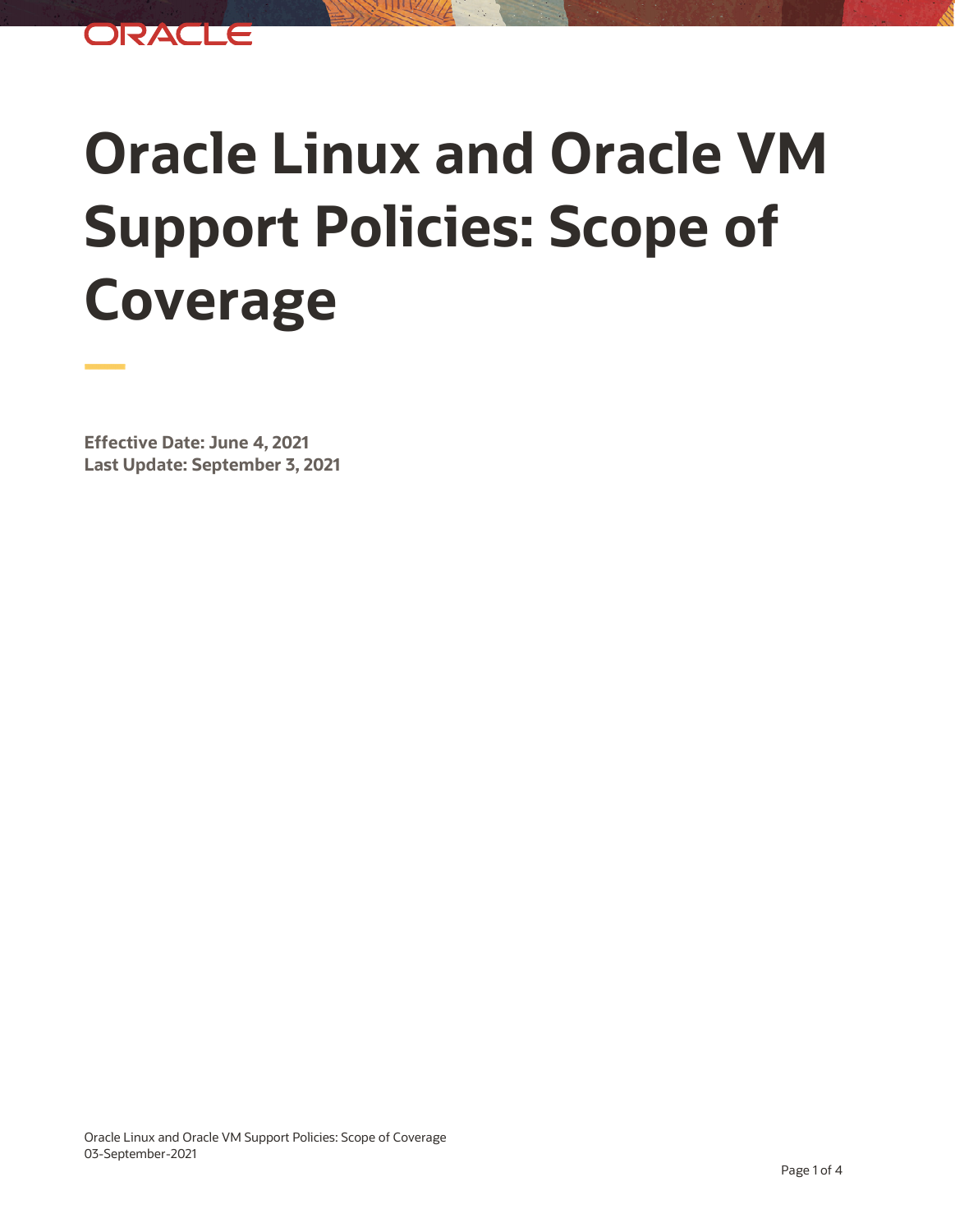# Oracle Linux and Oracle VM Support Policies: Scope of Coverage

**Effective Date: June 4, 2021**
**Last Update: September 3, 2021**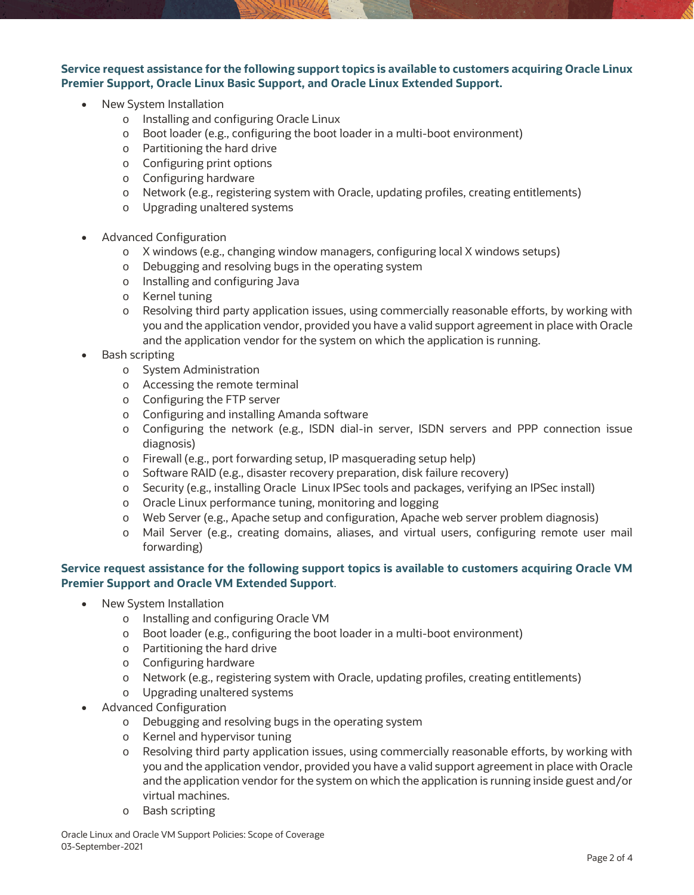**Service request assistance for the following support topics is available to customers acquiring Oracle Linux Premier Support, Oracle Linux Basic Support, and Oracle Linux Extended Support.**

- New System Installation
  - Installing and configuring Oracle Linux
  - Boot loader (e.g., configuring the boot loader in a multi-boot environment)
  - Partitioning the hard drive
  - Configuring print options
  - Configuring hardware
  - Network (e.g., registering system with Oracle, updating profiles, creating entitlements)
  - Upgrading unaltered systems

- Advanced Configuration
  - X windows (e.g., changing window managers, configuring local X windows setups)
  - Debugging and resolving bugs in the operating system
  - Installing and configuring Java
  - Kernel tuning
  - Resolving third party application issues, using commercially reasonable efforts, by working with you and the application vendor, provided you have a valid support agreement in place with Oracle and the application vendor for the system on which the application is running.
- Bash scripting
  - System Administration
  - Accessing the remote terminal
  - Configuring the FTP server
  - Configuring and installing Amanda software
  - Configuring the network (e.g., ISDN dial-in server, ISDN servers and PPP connection issue diagnosis)
  - Firewall (e.g., port forwarding setup, IP masquerading setup help)
  - Software RAID (e.g., disaster recovery preparation, disk failure recovery)
  - Security (e.g., installing Oracle Linux IPSec tools and packages, verifying an IPSec install)
  - Oracle Linux performance tuning, monitoring and logging
  - Web Server (e.g., Apache setup and configuration, Apache web server problem diagnosis)
  - Mail Server (e.g., creating domains, aliases, and virtual users, configuring remote user mail forwarding)

**Service request assistance for the following support topics is available to customers acquiring Oracle VM Premier Support and Oracle VM Extended Support**.

- New System Installation
  - Installing and configuring Oracle VM
  - Boot loader (e.g., configuring the boot loader in a multi-boot environment)
  - Partitioning the hard drive
  - Configuring hardware
  - Network (e.g., registering system with Oracle, updating profiles, creating entitlements)
  - Upgrading unaltered systems
- Advanced Configuration
  - Debugging and resolving bugs in the operating system
  - Kernel and hypervisor tuning
  - Resolving third party application issues, using commercially reasonable efforts, by working with you and the application vendor, provided you have a valid support agreement in place with Oracle and the application vendor for the system on which the application is running inside guest and/or virtual machines.
  - Bash scripting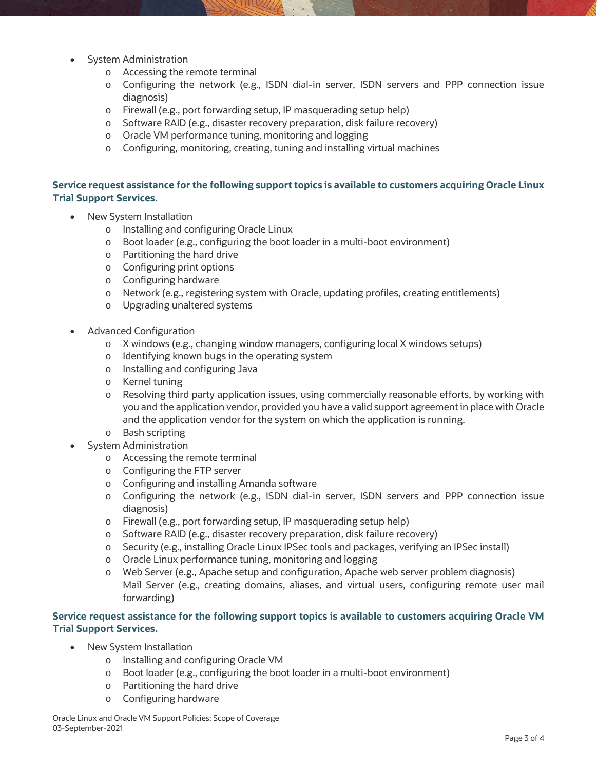- System Administration
    - Accessing the remote terminal
    - Configuring the network (e.g., ISDN dial-in server, ISDN servers and PPP connection issue diagnosis)
    - Firewall (e.g., port forwarding setup, IP masquerading setup help)
    - Software RAID (e.g., disaster recovery preparation, disk failure recovery)
    - Oracle VM performance tuning, monitoring and logging
    - Configuring, monitoring, creating, tuning and installing virtual machines

**Service request assistance for the following support topics is available to customers acquiring Oracle Linux Trial Support Services.**

- New System Installation
    - Installing and configuring Oracle Linux
    - Boot loader (e.g., configuring the boot loader in a multi-boot environment)
    - Partitioning the hard drive
    - Configuring print options
    - Configuring hardware
    - Network (e.g., registering system with Oracle, updating profiles, creating entitlements)
    - Upgrading unaltered systems

- Advanced Configuration
    - X windows (e.g., changing window managers, configuring local X windows setups)
    - Identifying known bugs in the operating system
    - Installing and configuring Java
    - Kernel tuning
    - Resolving third party application issues, using commercially reasonable efforts, by working with you and the application vendor, provided you have a valid support agreement in place with Oracle and the application vendor for the system on which the application is running.
    - Bash scripting
- System Administration
    - Accessing the remote terminal
    - Configuring the FTP server
    - Configuring and installing Amanda software
    - Configuring the network (e.g., ISDN dial-in server, ISDN servers and PPP connection issue diagnosis)
    - Firewall (e.g., port forwarding setup, IP masquerading setup help)
    - Software RAID (e.g., disaster recovery preparation, disk failure recovery)
    - Security (e.g., installing Oracle Linux IPSec tools and packages, verifying an IPSec install)
    - Oracle Linux performance tuning, monitoring and logging
    - Web Server (e.g., Apache setup and configuration, Apache web server problem diagnosis) Mail Server (e.g., creating domains, aliases, and virtual users, configuring remote user mail forwarding)

**Service request assistance for the following support topics is available to customers acquiring Oracle VM Trial Support Services.**

- New System Installation
    - Installing and configuring Oracle VM
    - Boot loader (e.g., configuring the boot loader in a multi-boot environment)
    - Partitioning the hard drive
    - Configuring hardware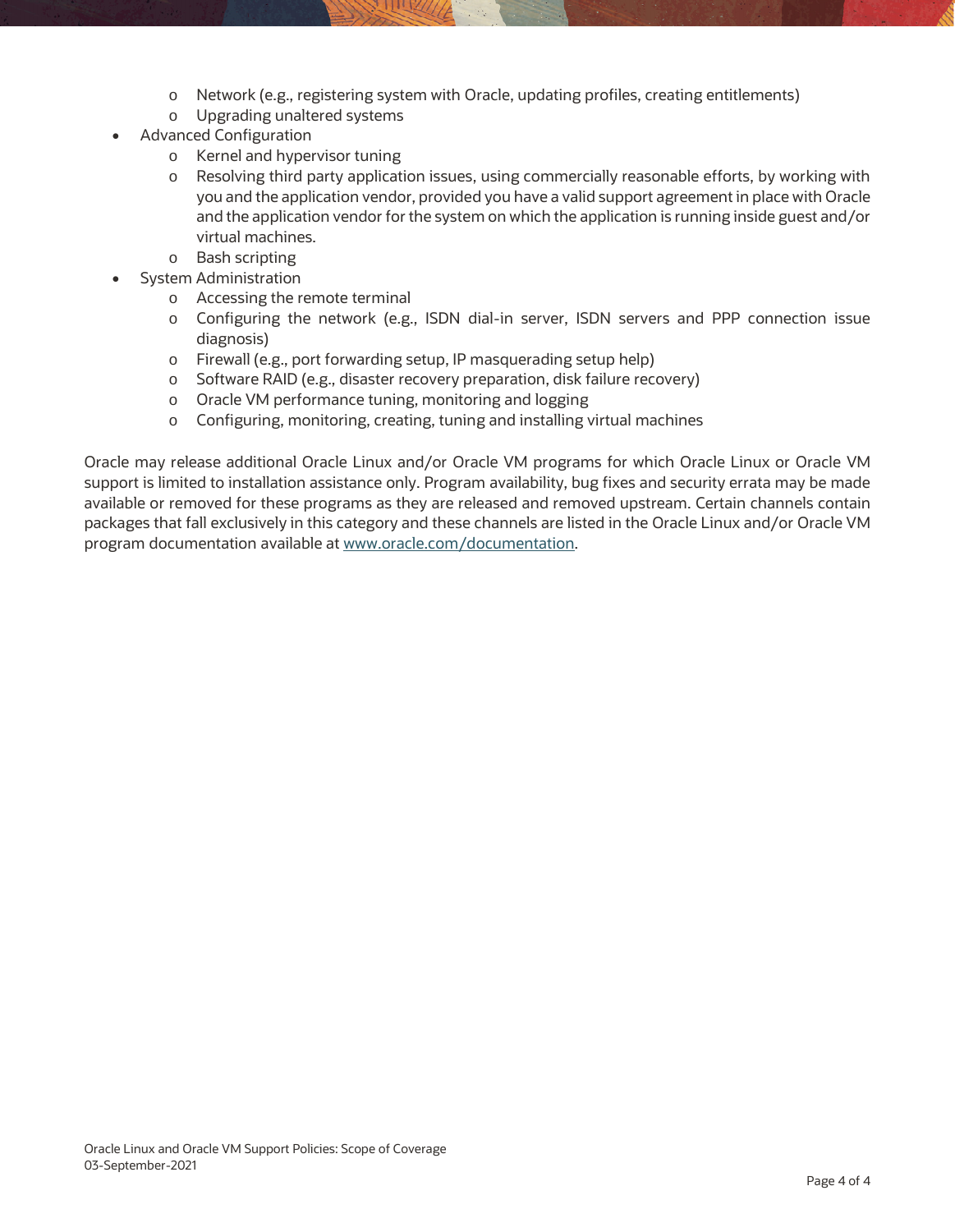- Network (e.g., registering system with Oracle, updating profiles, creating entitlements)
  - Upgrading unaltered systems
- Advanced Configuration
  - Kernel and hypervisor tuning
  - Resolving third party application issues, using commercially reasonable efforts, by working with you and the application vendor, provided you have a valid support agreement in place with Oracle and the application vendor for the system on which the application is running inside guest and/or virtual machines.
  - Bash scripting
- System Administration
  - Accessing the remote terminal
  - Configuring the network (e.g., ISDN dial-in server, ISDN servers and PPP connection issue diagnosis)
  - Firewall (e.g., port forwarding setup, IP masquerading setup help)
  - Software RAID (e.g., disaster recovery preparation, disk failure recovery)
  - Oracle VM performance tuning, monitoring and logging
  - Configuring, monitoring, creating, tuning and installing virtual machines

Oracle may release additional Oracle Linux and/or Oracle VM programs for which Oracle Linux or Oracle VM support is limited to installation assistance only. Program availability, bug fixes and security errata may be made available or removed for these programs as they are released and removed upstream. Certain channels contain packages that fall exclusively in this category and these channels are listed in the Oracle Linux and/or Oracle VM program documentation available at www.oracle.com/documentation.